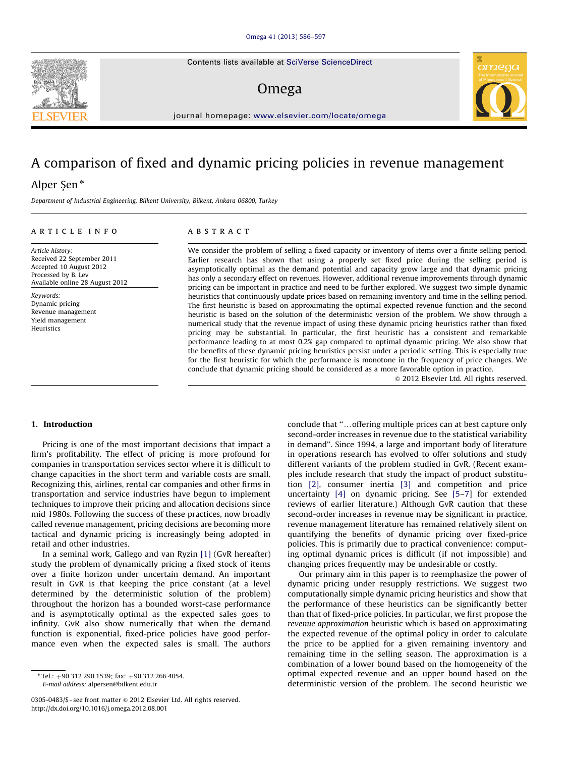# A comparison of fixed and dynamic pricing policies in revenue management

Alper Şen *

*Department of Industrial Engineering, Bilkent University, Bilkent, Ankara 06800, Turkey*

## ARTICLE INFO

*Article history:*
Received 22 September 2011
Accepted 10 August 2012
Processed by B. Lev
Available online 28 August 2012

*Keywords:*
Dynamic pricing
Revenue management
Yield management
Heuristics

## ABSTRACT

We consider the problem of selling a fixed capacity or inventory of items over a finite selling period. Earlier research has shown that using a properly set fixed price during the selling period is asymptotically optimal as the demand potential and capacity grow large and that dynamic pricing has only a secondary effect on revenues. However, additional revenue improvements through dynamic pricing can be important in practice and need to be further explored. We suggest two simple dynamic heuristics that continuously update prices based on remaining inventory and time in the selling period. The first heuristic is based on approximating the optimal expected revenue function and the second heuristic is based on the solution of the deterministic version of the problem. We show through a numerical study that the revenue impact of using these dynamic pricing heuristics rather than fixed pricing may be substantial. In particular, the first heuristic has a consistent and remarkable performance leading to at most 0.2% gap compared to optimal dynamic pricing. We also show that the benefits of these dynamic pricing heuristics persist under a periodic setting. This is especially true for the first heuristic for which the performance is monotone in the frequency of price changes. We conclude that dynamic pricing should be considered as a more favorable option in practice.

© 2012 Elsevier Ltd. All rights reserved.

## 1. Introduction

Pricing is one of the most important decisions that impact a firm's profitability. The effect of pricing is more profound for companies in transportation services sector where it is difficult to change capacities in the short term and variable costs are small. Recognizing this, airlines, rental car companies and other firms in transportation and service industries have begun to implement techniques to improve their pricing and allocation decisions since mid 1980s. Following the success of these practices, now broadly called revenue management, pricing decisions are becoming more tactical and dynamic pricing is increasingly being adopted in retail and other industries.

In a seminal work, Gallego and van Ryzin [1] (GvR hereafter) study the problem of dynamically pricing a fixed stock of items over a finite horizon under uncertain demand. An important result in GvR is that keeping the price constant (at a level determined by the deterministic solution of the problem) throughout the horizon has a bounded worst-case performance and is asymptotically optimal as the expected sales goes to infinity. GvR also show numerically that when the demand function is exponential, fixed-price policies have good performance even when the expected sales is small. The authors conclude that "…offering multiple prices can at best capture only second-order increases in revenue due to the statistical variability in demand". Since 1994, a large and important body of literature in operations research has evolved to offer solutions and study different variants of the problem studied in GvR. (Recent examples include research that study the impact of product substitution [2], consumer inertia [3] and competition and price uncertainty [4] on dynamic pricing. See [5–7] for extended reviews of earlier literature.) Although GvR caution that these second-order increases in revenue may be significant in practice, revenue management literature has remained relatively silent on quantifying the benefits of dynamic pricing over fixed-price policies. This is primarily due to practical convenience: computing optimal dynamic prices is difficult (if not impossible) and changing prices frequently may be undesirable or costly.

Our primary aim in this paper is to reemphasize the power of dynamic pricing under resupply restrictions. We suggest two computationally simple dynamic pricing heuristics and show that the performance of these heuristics can be significantly better than that of fixed-price policies. In particular, we first propose the *revenue approximation* heuristic which is based on approximating the expected revenue of the optimal policy in order to calculate the price to be applied for a given remaining inventory and remaining time in the selling season. The approximation is a combination of a lower bound based on the homogeneity of the optimal expected revenue and an upper bound based on the deterministic version of the problem. The second heuristic we

* Tel.: +90 312 290 1539; fax: +90 312 266 4054.
E-mail address: alpersen@bilkent.edu.tr

0305-0483/$ - see front matter © 2012 Elsevier Ltd. All rights reserved.
http://dx.doi.org/10.1016/j.omega.2012.08.001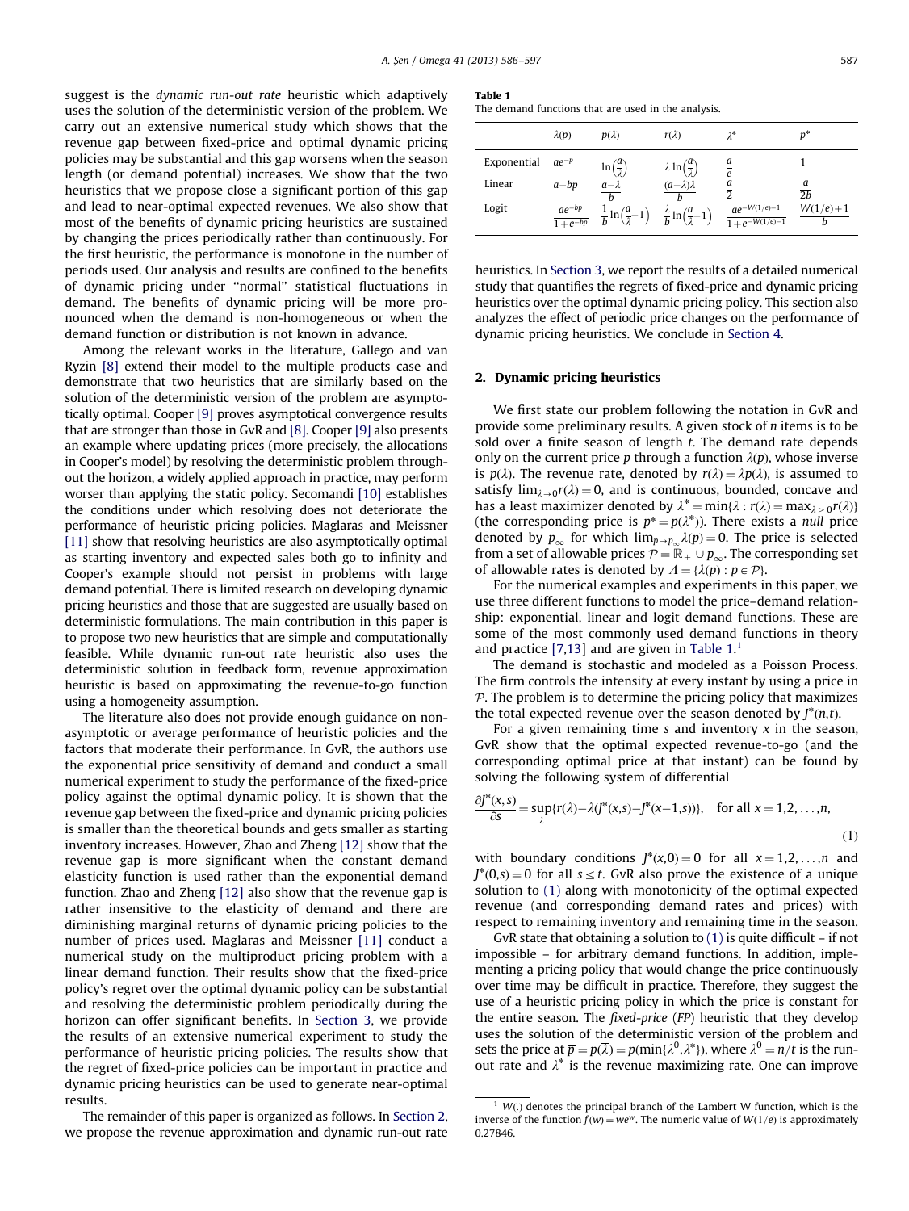suggest is the *dynamic run-out rate* heuristic which adaptively uses the solution of the deterministic version of the problem. We carry out an extensive numerical study which shows that the revenue gap between fixed-price and optimal dynamic pricing policies may be substantial and this gap worsens when the season length (or demand potential) increases. We show that the two heuristics that we propose close a significant portion of this gap and lead to near-optimal expected revenues. We also show that most of the benefits of dynamic pricing heuristics are sustained by changing the prices periodically rather than continuously. For the first heuristic, the performance is monotone in the number of periods used. Our analysis and results are confined to the benefits of dynamic pricing under "normal" statistical fluctuations in demand. The benefits of dynamic pricing will be more pronounced when the demand is non-homogeneous or when the demand function or distribution is not known in advance.

Among the relevant works in the literature, Gallego and van Ryzin [8] extend their model to the multiple products case and demonstrate that two heuristics that are similarly based on the solution of the deterministic version of the problem are asymptotically optimal. Cooper [9] proves asymptotical convergence results that are stronger than those in GvR and [8]. Cooper [9] also presents an example where updating prices (more precisely, the allocations in Cooper's model) by resolving the deterministic problem throughout the horizon, a widely applied approach in practice, may perform worser than applying the static policy. Secomandi [10] establishes the conditions under which resolving does not deteriorate the performance of heuristic pricing policies. Maglaras and Meissner [11] show that resolving heuristics are also asymptotically optimal as starting inventory and expected sales both go to infinity and Cooper's example should not persist in problems with large demand potential. There is limited research on developing dynamic pricing heuristics and those that are suggested are usually based on deterministic formulations. The main contribution in this paper is to propose two new heuristics that are simple and computationally feasible. While dynamic run-out rate heuristic also uses the deterministic solution in feedback form, revenue approximation heuristic is based on approximating the revenue-to-go function using a homogeneity assumption.

The literature also does not provide enough guidance on non-asymptotic or average performance of heuristic policies and the factors that moderate their performance. In GvR, the authors use the exponential price sensitivity of demand and conduct a small numerical experiment to study the performance of the fixed-price policy against the optimal dynamic policy. It is shown that the revenue gap between the fixed-price and dynamic pricing policies is smaller than the theoretical bounds and gets smaller as starting inventory increases. However, Zhao and Zheng [12] show that the revenue gap is more significant when the constant demand elasticity function is used rather than the exponential demand function. Zhao and Zheng [12] also show that the revenue gap is rather insensitive to the elasticity of demand and there are diminishing marginal returns of dynamic pricing policies to the number of prices used. Maglaras and Meissner [11] conduct a numerical study on the multiproduct pricing problem with a linear demand function. Their results show that the fixed-price policy's regret over the optimal dynamic policy can be substantial and resolving the deterministic problem periodically during the horizon can offer significant benefits. In Section 3, we provide the results of an extensive numerical experiment to study the performance of heuristic pricing policies. The results show that the regret of fixed-price policies can be important in practice and dynamic pricing heuristics can be used to generate near-optimal results.

The remainder of this paper is organized as follows. In Section 2, we propose the revenue approximation and dynamic run-out rate heuristics. In Section 3, we report the results of a detailed numerical study that quantifies the regrets of fixed-price and dynamic pricing heuristics over the optimal dynamic pricing policy. This section also analyzes the effect of periodic price changes on the performance of dynamic pricing heuristics. We conclude in Section 4.

**Table 1**
The demand functions that are used in the analysis.

| | $\lambda(p)$ | $p(\lambda)$ | $r(\lambda)$ | $\lambda^*$ | $p^*$ |
|---|---|---|---|---|---|
| Exponential | $ae^{-p}$ | $\ln\left(\frac{a}{\lambda}\right)$ | $\lambda\ln\left(\frac{a}{\lambda}\right)$ | $\frac{a}{e}$ | 1 |
| Linear | $a-bp$ | $\frac{a-\lambda}{b}$ | $\frac{(a-\lambda)\lambda}{b}$ | $\frac{a}{2}$ | $\frac{a}{2b}$ |
| Logit | $\frac{ae^{-bp}}{1+e^{-bp}}$ | $\frac{1}{b}\ln\left(\frac{a}{\lambda}-1\right)$ | $\frac{\lambda}{b}\ln\left(\frac{a}{\lambda}-1\right)$ | $\frac{ae^{-W(1/e)-1}}{1+e^{-W(1/e)-1}}$ | $\frac{W(1/e)+1}{b}$ |

## 2. Dynamic pricing heuristics

We first state our problem following the notation in GvR and provide some preliminary results. A given stock of $n$ items is to be sold over a finite season of length $t$. The demand rate depends only on the current price $p$ through a function $\lambda(p)$, whose inverse is $p(\lambda)$. The revenue rate, denoted by $r(\lambda)=\lambda p(\lambda)$, is assumed to satisfy $\lim_{\lambda\to 0} r(\lambda)=0$, and is continuous, bounded, concave and has a least maximizer denoted by $\lambda^*=\min\{\lambda : r(\lambda)=\max_{\lambda\geq 0} r(\lambda)\}$ (the corresponding price is $p^*=p(\lambda^*)$). There exists a *null* price denoted by $p_\infty$ for which $\lim_{p\to p_\infty}\lambda(p)=0$. The price is selected from a set of allowable prices $\mathcal{P}=\mathbb{R}_+\cup p_\infty$. The corresponding set of allowable rates is denoted by $\Lambda=\{\lambda(p): p\in\mathcal{P}\}$.

For the numerical examples and experiments in this paper, we use three different functions to model the price–demand relationship: exponential, linear and logit demand functions. These are some of the most commonly used demand functions in theory and practice [7,13] and are given in Table 1.[1]

The demand is stochastic and modeled as a Poisson Process. The firm controls the intensity at every instant by using a price in $\mathcal{P}$. The problem is to determine the pricing policy that maximizes the total expected revenue over the season denoted by $J^*(n,t)$.

For a given remaining time $s$ and inventory $x$ in the season, GvR show that the optimal expected revenue-to-go (and the corresponding optimal price at that instant) can be found by solving the following system of differential

$$\frac{\partial J^*(x,s)}{\partial s}=\sup_{\lambda}\{r(\lambda)-\lambda(J^*(x,s)-J^*(x-1,s))\},\quad \text{for all } x=1,2,\ldots,n, \tag{1}$$

with boundary conditions $J^*(x,0)=0$ for all $x=1,2,\ldots,n$ and $J^*(0,s)=0$ for all $s\leq t$. GvR also prove the existence of a unique solution to (1) along with monotonicity of the optimal expected revenue (and corresponding demand rates and prices) with respect to remaining inventory and remaining time in the season.

GvR state that obtaining a solution to (1) is quite difficult – if not impossible – for arbitrary demand functions. In addition, implementing a pricing policy that would change the price continuously over time may be difficult in practice. Therefore, they suggest the use of a heuristic pricing policy in which the price is constant for the entire season. The *fixed-price* (*FP*) heuristic that they develop uses the solution of the deterministic version of the problem and sets the price at $\overline{p}=p(\overline{\lambda})=p(\min\{\lambda^0,\lambda^*\})$, where $\lambda^0=n/t$ is the run-out rate and $\lambda^*$ is the revenue maximizing rate. One can improve

[1] $W(.)$ denotes the principal branch of the Lambert W function, which is the inverse of the function $f(w)=we^w$. The numeric value of $W(1/e)$ is approximately 0.27846.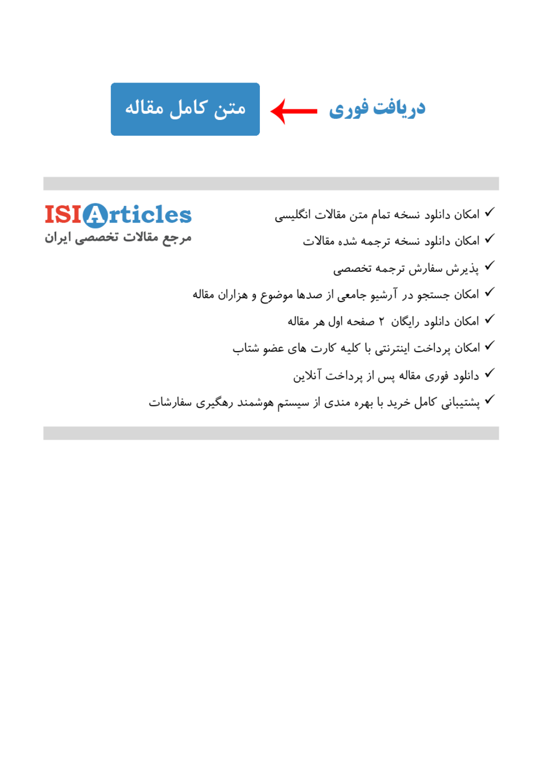دریافت فوری ← متن کامل مقاله

**ISIArticles**
مرجع مقالات تخصصی ایران

- ✓ امکان دانلود نسخه تمام متن مقالات انگلیسی
- ✓ امکان دانلود نسخه ترجمه شده مقالات
- ✓ پذیرش سفارش ترجمه تخصصی
- ✓ امکان جستجو در آرشیو جامعی از صدها موضوع و هزاران مقاله
- ✓ امکان دانلود رایگان ۲ صفحه اول هر مقاله
- ✓ امکان پرداخت اینترنتی با کلیه کارت های عضو شتاب
- ✓ دانلود فوری مقاله پس از پرداخت آنلاین
- ✓ پشتیبانی کامل خرید با بهره مندی از سیستم هوشمند رهگیری سفارشات